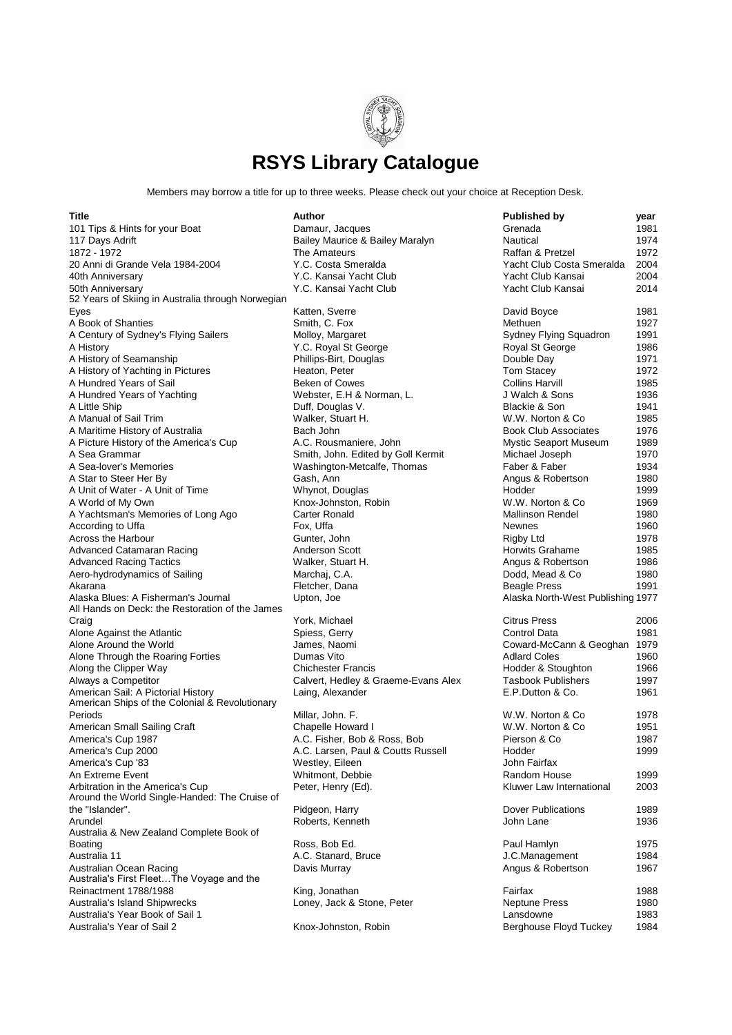# RSYS Library Catalogue

Members may borrow a title for up to three weeks. Please check out your choice at Reception Desk.

| Title | Author | Published by | year |
|---|---|---|---|
| 101 Tips & Hints for your Boat | Damaur, Jacques | Grenada | 1981 |
| 117 Days Adrift | Bailey Maurice & Bailey Maralyn | Nautical | 1974 |
| 1872 - 1972 | The Amateurs | Raffan & Pretzel | 1972 |
| 20 Anni di Grande Vela 1984-2004 | Y.C. Costa Smeralda | Yacht Club Costa Smeralda | 2004 |
| 40th Anniversary | Y.C. Kansai Yacht Club | Yacht Club Kansai | 2004 |
| 50th Anniversary | Y.C. Kansai Yacht Club | Yacht Club Kansai | 2014 |
| 52 Years of Skiing in Australia through Norwegian Eyes | Katten, Sverre | David Boyce | 1981 |
| A Book of Shanties | Smith, C. Fox | Methuen | 1927 |
| A Century of Sydney's Flying Sailers | Molloy, Margaret | Sydney Flying Squadron | 1991 |
| A History | Y.C. Royal St George | Royal St George | 1986 |
| A History of Seamanship | Phillips-Birt, Douglas | Double Day | 1971 |
| A History of Yachting in Pictures | Heaton, Peter | Tom Stacey | 1972 |
| A Hundred Years of Sail | Beken of Cowes | Collins Harvill | 1985 |
| A Hundred Years of Yachting | Webster, E.H & Norman, L. | J Walch & Sons | 1936 |
| A Little Ship | Duff, Douglas V. | Blackie & Son | 1941 |
| A Manual of Sail Trim | Walker, Stuart H. | W.W. Norton & Co | 1985 |
| A Maritime History of Australia | Bach John | Book Club Associates | 1976 |
| A Picture History of the America's Cup | A.C. Rousmaniere, John | Mystic Seaport Museum | 1989 |
| A Sea Grammar | Smith, John. Edited by Goll Kermit | Michael Joseph | 1970 |
| A Sea-lover's Memories | Washington-Metcalfe, Thomas | Faber & Faber | 1934 |
| A Star to Steer Her By | Gash, Ann | Angus & Robertson | 1980 |
| A Unit of Water - A Unit of Time | Whynot, Douglas | Hodder | 1999 |
| A World of My Own | Knox-Johnston, Robin | W.W. Norton & Co | 1969 |
| A Yachtsman's Memories of Long Ago | Carter Ronald | Mallinson Rendel | 1980 |
| According to Uffa | Fox, Uffa | Newnes | 1960 |
| Across the Harbour | Gunter, John | Rigby Ltd | 1978 |
| Advanced Catamaran Racing | Anderson Scott | Horwits Grahame | 1985 |
| Advanced Racing Tactics | Walker, Stuart H. | Angus & Robertson | 1986 |
| Aero-hydrodynamics of Sailing | Marchaj, C.A. | Dodd, Mead & Co | 1980 |
| Akarana | Fletcher, Dana | Beagle Press | 1991 |
| Alaska Blues: A Fisherman's Journal | Upton, Joe | Alaska North-West Publishing | 1977 |
| All Hands on Deck: the Restoration of the James Craig | York, Michael | Citrus Press | 2006 |
| Alone Against the Atlantic | Spiess, Gerry | Control Data | 1981 |
| Alone Around the World | James, Naomi | Coward-McCann & Geoghan | 1979 |
| Alone Through the Roaring Forties | Dumas Vito | Adlard Coles | 1960 |
| Along the Clipper Way | Chichester Francis | Hodder & Stoughton | 1966 |
| Always a Competitor | Calvert, Hedley & Graeme-Evans Alex | Tasbook Publishers | 1997 |
| American Sail: A Pictorial History | Laing, Alexander | E.P.Dutton & Co. | 1961 |
| American Ships of the Colonial & Revolutionary Periods | Millar, John. F. | W.W. Norton & Co | 1978 |
| American Small Sailing Craft | Chapelle Howard I | W.W. Norton & Co | 1951 |
| America's Cup 1987 | A.C. Fisher, Bob & Ross, Bob | Pierson & Co | 1987 |
| America's Cup 2000 | A.C. Larsen, Paul & Coutts Russell | Hodder | 1999 |
| America's Cup '83 | Westley, Eileen | John Fairfax | |
| An Extreme Event | Whitmont, Debbie | Random House | 1999 |
| Arbitration in the America's Cup | Peter, Henry (Ed). | Kluwer Law International | 2003 |
| Around the World Single-Handed: The Cruise of the "Islander". | Pidgeon, Harry | Dover Publications | 1989 |
| Arundel | Roberts, Kenneth | John Lane | 1936 |
| Australia & New Zealand Complete Book of Boating | Ross, Bob Ed. | Paul Hamlyn | 1975 |
| Australia 11 | A.C. Stanard, Bruce | J.C.Management | 1984 |
| Australian Ocean Racing | Davis Murray | Angus & Robertson | 1967 |
| Australia's First Fleet…The Voyage and the Reinactment 1788/1988 | King, Jonathan | Fairfax | 1988 |
| Australia's Island Shipwrecks | Loney, Jack & Stone, Peter | Neptune Press | 1980 |
| Australia's Year Book of Sail 1 | | Lansdowne | 1983 |
| Australia's Year of Sail 2 | Knox-Johnston, Robin | Berghouse Floyd Tuckey | 1984 |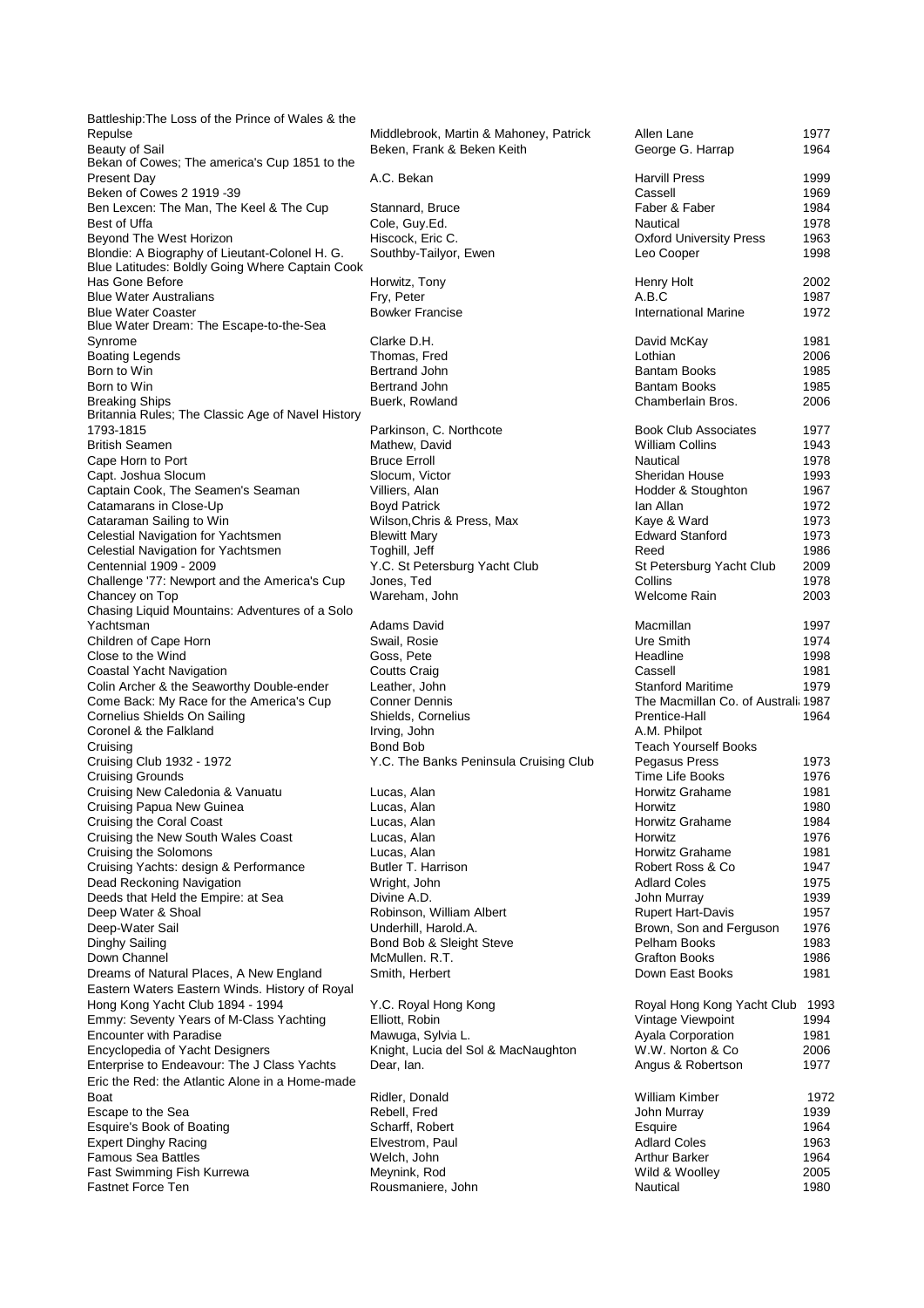| | | | |
|---|---|---|---|
| Battleship:The Loss of the Prince of Wales & the Repulse | Middlebrook, Martin & Mahoney, Patrick | Allen Lane | 1977 |
| Beauty of Sail | Beken, Frank & Beken Keith | George G. Harrap | 1964 |
| Bekan of Cowes; The america's Cup 1851 to the Present Day | A.C. Bekan | Harvill Press | 1999 |
| Beken of Cowes 2 1919 -39 | | Cassell | 1969 |
| Ben Lexcen: The Man, The Keel & The Cup | Stannard, Bruce | Faber & Faber | 1984 |
| Best of Uffa | Cole, Guy.Ed. | Nautical | 1978 |
| Beyond The West Horizon | Hiscock, Eric C. | Oxford University Press | 1963 |
| Blondie: A Biography of Lieutant-Colonel H. G. | Southby-Tailyor, Ewen | Leo Cooper | 1998 |
| Blue Latitudes: Boldly Going Where Captain Cook Has Gone Before | Horwitz, Tony | Henry Holt | 2002 |
| Blue Water Australians | Fry, Peter | A.B.C | 1987 |
| Blue Water Coaster | Bowker Francise | International Marine | 1972 |
| Blue Water Dream: The Escape-to-the-Sea Synrome | Clarke D.H. | David McKay | 1981 |
| Boating Legends | Thomas, Fred | Lothian | 2006 |
| Born to Win | Bertrand John | Bantam Books | 1985 |
| Born to Win | Bertrand John | Bantam Books | 1985 |
| Breaking Ships | Buerk, Rowland | Chamberlain Bros. | 2006 |
| Britannia Rules; The Classic Age of Navel History 1793-1815 | Parkinson, C. Northcote | Book Club Associates | 1977 |
| British Seamen | Mathew, David | William Collins | 1943 |
| Cape Horn to Port | Bruce Erroll | Nautical | 1978 |
| Capt. Joshua Slocum | Slocum, Victor | Sheridan House | 1993 |
| Captain Cook, The Seamen's Seaman | Villiers, Alan | Hodder & Stoughton | 1967 |
| Catamarans in Close-Up | Boyd Patrick | Ian Allan | 1972 |
| Cataraman Sailing to Win | Wilson,Chris & Press, Max | Kaye & Ward | 1973 |
| Celestial Navigation for Yachtsmen | Blewitt Mary | Edward Stanford | 1973 |
| Celestial Navigation for Yachtsmen | Toghill, Jeff | Reed | 1986 |
| Centennial 1909 - 2009 | Y.C. St Petersburg Yacht Club | St Petersburg Yacht Club | 2009 |
| Challenge '77: Newport and the America's Cup | Jones, Ted | Collins | 1978 |
| Chancey on Top | Wareham, John | Welcome Rain | 2003 |
| Chasing Liquid Mountains: Adventures of a Solo Yachtsman | Adams David | Macmillan | 1997 |
| Children of Cape Horn | Swail, Rosie | Ure Smith | 1974 |
| Close to the Wind | Goss, Pete | Headline | 1998 |
| Coastal Yacht Navigation | Coutts Craig | Cassell | 1981 |
| Colin Archer & the Seaworthy Double-ender | Leather, John | Stanford Maritime | 1979 |
| Come Back: My Race for the America's Cup | Conner Dennis | The Macmillan Co. of Australi | 1987 |
| Cornelius Shields On Sailing | Shields, Cornelius | Prentice-Hall | 1964 |
| Coronel & the Falkland | Irving, John | A.M. Philpot | |
| Cruising | Bond Bob | Teach Yourself Books | |
| Cruising Club 1932 - 1972 | Y.C. The Banks Peninsula Cruising Club | Pegasus Press | 1973 |
| Cruising Grounds | | Time Life Books | 1976 |
| Cruising New Caledonia & Vanuatu | Lucas, Alan | Horwitz Grahame | 1981 |
| Cruising Papua New Guinea | Lucas, Alan | Horwitz | 1980 |
| Cruising the Coral Coast | Lucas, Alan | Horwitz Grahame | 1984 |
| Cruising the New South Wales Coast | Lucas, Alan | Horwitz | 1976 |
| Cruising the Solomons | Lucas, Alan | Horwitz Grahame | 1981 |
| Cruising Yachts: design & Performance | Butler T. Harrison | Robert Ross & Co | 1947 |
| Dead Reckoning Navigation | Wright, John | Adlard Coles | 1975 |
| Deeds that Held the Empire: at Sea | Divine A.D. | John Murray | 1939 |
| Deep Water & Shoal | Robinson, William Albert | Rupert Hart-Davis | 1957 |
| Deep-Water Sail | Underhill, Harold.A. | Brown, Son and Ferguson | 1976 |
| Dinghy Sailing | Bond Bob & Sleight Steve | Pelham Books | 1983 |
| Down Channel | McMullen. R.T. | Grafton Books | 1986 |
| Dreams of Natural Places, A New England | Smith, Herbert | Down East Books | 1981 |
| Eastern Waters Eastern Winds. History of Royal Hong Kong Yacht Club 1894 - 1994 | Y.C. Royal Hong Kong | Royal Hong Kong Yacht Club | 1993 |
| Emmy: Seventy Years of M-Class Yachting | Elliott, Robin | Vintage Viewpoint | 1994 |
| Encounter with Paradise | Mawuga, Sylvia L. | Ayala Corporation | 1981 |
| Encyclopedia of Yacht Designers | Knight, Lucia del Sol & MacNaughton | W.W. Norton & Co | 2006 |
| Enterprise to Endeavour: The J Class Yachts | Dear, Ian. | Angus & Robertson | 1977 |
| Eric the Red: the Atlantic Alone in a Home-made Boat | Ridler, Donald | William Kimber | 1972 |
| Escape to the Sea | Rebell, Fred | John Murray | 1939 |
| Esquire's Book of Boating | Scharff, Robert | Esquire | 1964 |
| Expert Dinghy Racing | Elvestrom, Paul | Adlard Coles | 1963 |
| Famous Sea Battles | Welch, John | Arthur Barker | 1964 |
| Fast Swimming Fish Kurrewa | Meynink, Rod | Wild & Woolley | 2005 |
| Fastnet Force Ten | Rousmaniere, John | Nautical | 1980 |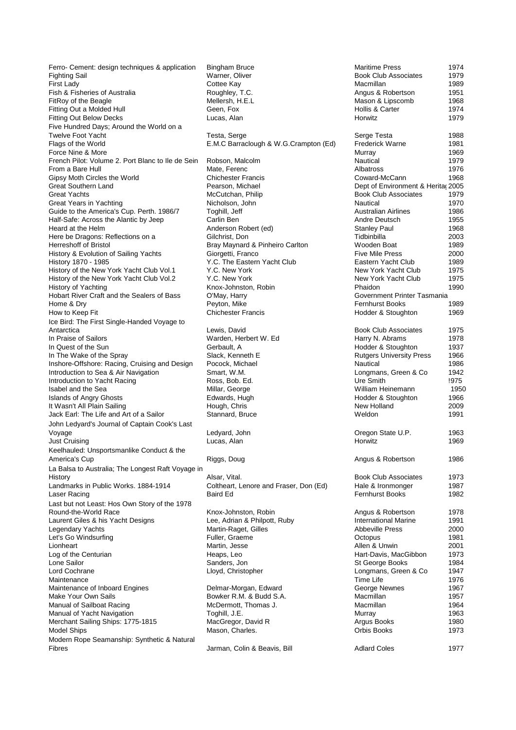| | | | |
|---|---|---|---|
| Ferro- Cement: design techniques & application | Bingham Bruce | Maritime Press | 1974 |
| Fighting Sail | Warner, Oliver | Book Club Associates | 1979 |
| First Lady | Cottee Kay | Macmillan | 1989 |
| Fish & Fisheries of Australia | Roughley, T.C. | Angus & Robertson | 1951 |
| FitRoy of the Beagle | Mellersh, H.E.L | Mason & Lipscomb | 1968 |
| Fitting Out a Molded Hull | Geen, Fox | Hollis & Carter | 1974 |
| Fitting Out Below Decks | Lucas, Alan | Horwitz | 1979 |
| Five Hundred Days; Around the World on a Twelve Foot Yacht | Testa, Serge | Serge Testa | 1988 |
| Flags of the World | E.M.C Barraclough & W.G.Crampton (Ed) | Frederick Warne | 1981 |
| Force Nine & More | | Murray | 1969 |
| French Pilot: Volume 2. Port Blanc to Ile de Sein | Robson, Malcolm | Nautical | 1979 |
| From a Bare Hull | Mate, Ferenc | Albatross | 1976 |
| Gipsy Moth Circles the World | Chichester Francis | Coward-McCann | 1968 |
| Great Southern Land | Pearson, Michael | Dept of Environment & Herita | 2005 |
| Great Yachts | McCutchan, Philip | Book Club Associates | 1979 |
| Great Years in Yachting | Nicholson, John | Nautical | 1970 |
| Guide to the America's Cup. Perth. 1986/7 | Toghill, Jeff | Australian Airlines | 1986 |
| Half-Safe: Across the Alantic by Jeep | Carlin Ben | Andre Deutsch | 1955 |
| Heard at the Helm | Anderson Robert (ed) | Stanley Paul | 1968 |
| Here be Dragons: Reflections on a | Gilchrist, Don | Tidbinbilla | 2003 |
| Herreshoff of Bristol | Bray Maynard & Pinheiro Carlton | Wooden Boat | 1989 |
| History & Evolution of Sailing Yachts | Giorgetti, Franco | Five Mile Press | 2000 |
| History 1870 - 1985 | Y.C. The Eastern Yacht Club | Eastern Yacht Club | 1989 |
| History of the New York Yacht Club Vol.1 | Y.C. New York | New York Yacht Club | 1975 |
| History of the New York Yacht Club Vol.2 | Y.C. New York | New York Yacht Club | 1975 |
| History of Yachting | Knox-Johnston, Robin | Phaidon | 1990 |
| Hobart River Craft and the Sealers of Bass | O'May, Harry | Government Printer Tasmania | |
| Home & Dry | Peyton, Mike | Fernhurst Books | 1989 |
| How to Keep Fit | Chichester Francis | Hodder & Stoughton | 1969 |
| Ice Bird: The First Single-Handed Voyage to Antarctica | Lewis, David | Book Club Associates | 1975 |
| In Praise of Sailors | Warden, Herbert W. Ed | Harry N. Abrams | 1978 |
| In Quest of the Sun | Gerbault, A | Hodder & Stoughton | 1937 |
| In The Wake of the Spray | Slack, Kenneth E | Rutgers University Press | 1966 |
| Inshore-Offshore: Racing, Cruising and Design | Pocock, Michael | Nautical | 1986 |
| Introduction to Sea & Air Navigation | Smart, W.M. | Longmans, Green & Co | 1942 |
| Introduction to Yacht Racing | Ross, Bob. Ed. | Ure Smith | !975 |
| Isabel and the Sea | Millar, George | William Heinemann | 1950 |
| Islands of Angry Ghosts | Edwards, Hugh | Hodder & Stoughton | 1966 |
| It Wasn't All Plain Sailing | Hough, Chris | New Holland | 2009 |
| Jack Earl: The Life and Art of a Sailor | Stannard, Bruce | Weldon | 1991 |
| John Ledyard's Journal of Captain Cook's Last Voyage | Ledyard, John | Oregon State U.P. | 1963 |
| Just Cruising | Lucas, Alan | Horwitz | 1969 |
| Keelhauled: Unsportsmanlike Conduct & the America's Cup | Riggs, Doug | Angus & Robertson | 1986 |
| La Balsa to Australia; The Longest Raft Voyage in History | Alsar, Vital. | Book Club Associates | 1973 |
| Landmarks in Public Works. 1884-1914 | Coltheart, Lenore and Fraser, Don (Ed) | Hale & Ironmonger | 1987 |
| Laser Racing | Baird Ed | Fernhurst Books | 1982 |
| Last but not Least: Hos Own Story of the 1978 Round-the-World Race | Knox-Johnston, Robin | Angus & Robertson | 1978 |
| Laurent Giles & his Yacht Designs | Lee, Adrian & Philpott, Ruby | International Marine | 1991 |
| Legendary Yachts | Martin-Raget, Gilles | Abbeville Press | 2000 |
| Let's Go Windsurfing | Fuller, Graeme | Octopus | 1981 |
| Lionheart | Martin, Jesse | Allen & Unwin | 2001 |
| Log of the Centurian | Heaps, Leo | Hart-Davis, MacGibbon | 1973 |
| Lone Sailor | Sanders, Jon | St George Books | 1984 |
| Lord Cochrane | Lloyd, Christopher | Longmans, Green & Co | 1947 |
| Maintenance | | Time Life | 1976 |
| Maintenance of Inboard Engines | Delmar-Morgan, Edward | George Newnes | 1967 |
| Make Your Own Sails | Bowker R.M. & Budd S.A. | Macmillan | 1957 |
| Manual of Sailboat Racing | McDermott, Thomas J. | Macmillan | 1964 |
| Manual of Yacht Navigation | Toghill, J.E. | Murray | 1963 |
| Merchant Sailing Ships: 1775-1815 | MacGregor, David R | Argus Books | 1980 |
| Model Ships | Mason, Charles. | Orbis Books | 1973 |
| Modern Rope Seamanship: Synthetic & Natural Fibres | Jarman, Colin & Beavis, Bill | Adlard Coles | 1977 |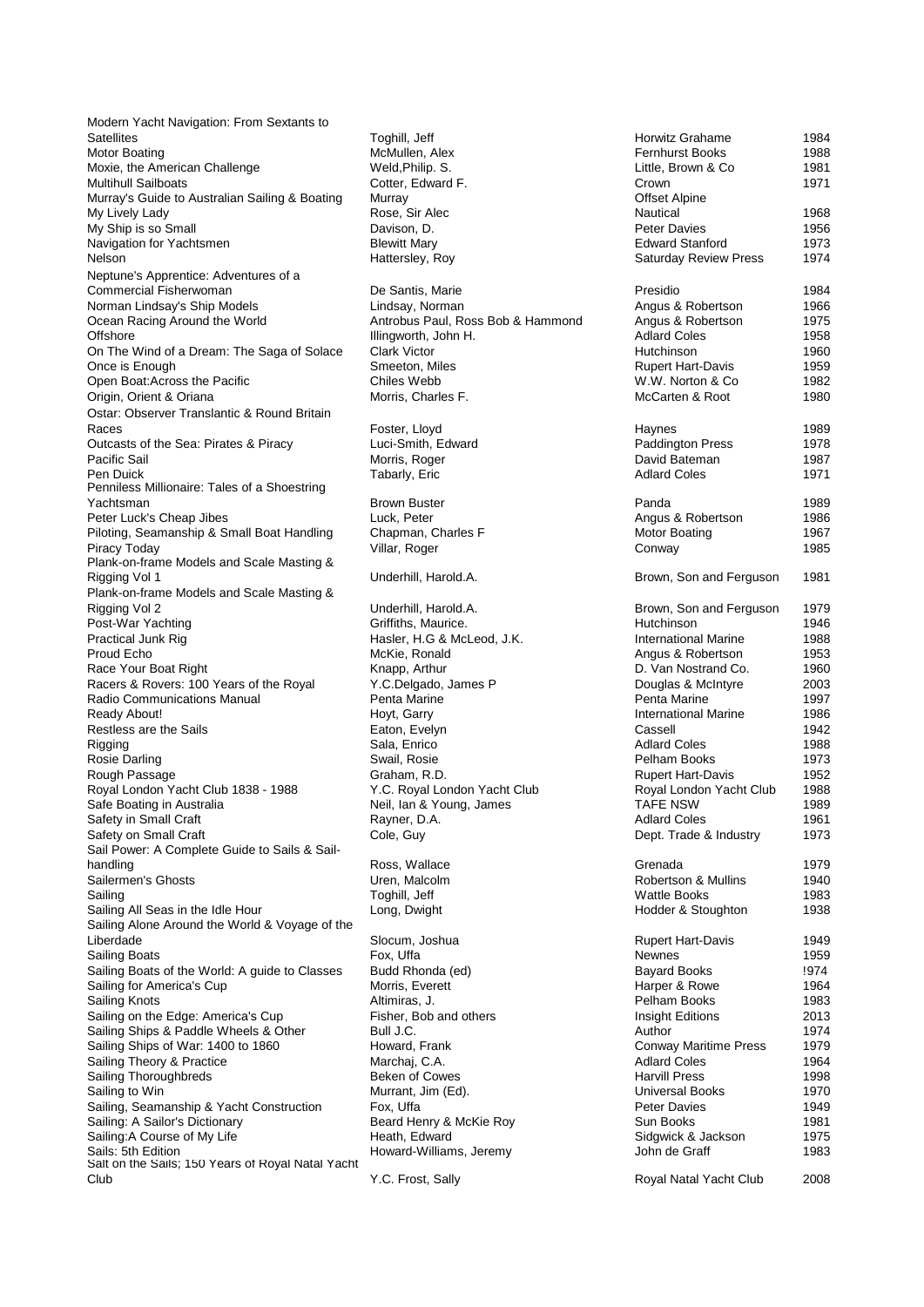| | | | |
|---|---|---|---|
| Modern Yacht Navigation: From Sextants to Satellites | Toghill, Jeff | Horwitz Grahame | 1984 |
| Motor Boating | McMullen, Alex | Fernhurst Books | 1988 |
| Moxie, the American Challenge | Weld,Philip. S. | Little, Brown & Co | 1981 |
| Multihull Sailboats | Cotter, Edward F. | Crown | 1971 |
| Murray's Guide to Australian Sailing & Boating | Murray | Offset Alpine | |
| My Lively Lady | Rose, Sir Alec | Nautical | 1968 |
| My Ship is so Small | Davison, D. | Peter Davies | 1956 |
| Navigation for Yachtsmen | Blewitt Mary | Edward Stanford | 1973 |
| Nelson | Hattersley, Roy | Saturday Review Press | 1974 |
| Neptune's Apprentice: Adventures of a Commercial Fisherwoman | De Santis, Marie | Presidio | 1984 |
| Norman Lindsay's Ship Models | Lindsay, Norman | Angus & Robertson | 1966 |
| Ocean Racing Around the World | Antrobus Paul, Ross Bob & Hammond | Angus & Robertson | 1975 |
| Offshore | Illingworth, John H. | Adlard Coles | 1958 |
| On The Wind of a Dream: The Saga of Solace | Clark Victor | Hutchinson | 1960 |
| Once is Enough | Smeeton, Miles | Rupert Hart-Davis | 1959 |
| Open Boat:Across the Pacific | Chiles Webb | W.W. Norton & Co | 1982 |
| Origin, Orient & Oriana | Morris, Charles F. | McCarten & Root | 1980 |
| Ostar: Observer Translantic & Round Britain Races | Foster, Lloyd | Haynes | 1989 |
| Outcasts of the Sea: Pirates & Piracy | Luci-Smith, Edward | Paddington Press | 1978 |
| Pacific Sail | Morris, Roger | David Bateman | 1987 |
| Pen Duick | Tabarly, Eric | Adlard Coles | 1971 |
| Penniless Millionaire: Tales of a Shoestring Yachtsman | Brown Buster | Panda | 1989 |
| Peter Luck's Cheap Jibes | Luck, Peter | Angus & Robertson | 1986 |
| Piloting, Seamanship & Small Boat Handling | Chapman, Charles F | Motor Boating | 1967 |
| Piracy Today | Villar, Roger | Conway | 1985 |
| Plank-on-frame Models and Scale Masting & Rigging Vol 1 | Underhill, Harold.A. | Brown, Son and Ferguson | 1981 |
| Plank-on-frame Models and Scale Masting & Rigging Vol 2 | Underhill, Harold.A. | Brown, Son and Ferguson | 1979 |
| Post-War Yachting | Griffiths, Maurice. | Hutchinson | 1946 |
| Practical Junk Rig | Hasler, H.G & McLeod, J.K. | International Marine | 1988 |
| Proud Echo | McKie, Ronald | Angus & Robertson | 1953 |
| Race Your Boat Right | Knapp, Arthur | D. Van Nostrand Co. | 1960 |
| Racers & Rovers: 100 Years of the Royal | Y.C.Delgado, James P | Douglas & McIntyre | 2003 |
| Radio Communications Manual | Penta Marine | Penta Marine | 1997 |
| Ready About! | Hoyt, Garry | International Marine | 1986 |
| Restless are the Sails | Eaton, Evelyn | Cassell | 1942 |
| Rigging | Sala, Enrico | Adlard Coles | 1988 |
| Rosie Darling | Swail, Rosie | Pelham Books | 1973 |
| Rough Passage | Graham, R.D. | Rupert Hart-Davis | 1952 |
| Royal London Yacht Club 1838 - 1988 | Y.C. Royal London Yacht Club | Royal London Yacht Club | 1988 |
| Safe Boating in Australia | Neil, Ian & Young, James | TAFE NSW | 1989 |
| Safety in Small Craft | Rayner, D.A. | Adlard Coles | 1961 |
| Safety on Small Craft | Cole, Guy | Dept. Trade & Industry | 1973 |
| Sail Power: A Complete Guide to Sails & Sail-handling | Ross, Wallace | Grenada | 1979 |
| Sailermen's Ghosts | Uren, Malcolm | Robertson & Mullins | 1940 |
| Sailing | Toghill, Jeff | Wattle Books | 1983 |
| Sailing All Seas in the Idle Hour | Long, Dwight | Hodder & Stoughton | 1938 |
| Sailing Alone Around the World & Voyage of the Liberdade | Slocum, Joshua | Rupert Hart-Davis | 1949 |
| Sailing Boats | Fox, Uffa | Newnes | 1959 |
| Sailing Boats of the World: A guide to Classes | Budd Rhonda (ed) | Bayard Books | !974 |
| Sailing for America's Cup | Morris, Everett | Harper & Rowe | 1964 |
| Sailing Knots | Altimiras, J. | Pelham Books | 1983 |
| Sailing on the Edge: America's Cup | Fisher, Bob and others | Insight Editions | 2013 |
| Sailing Ships & Paddle Wheels & Other | Bull J.C. | Author | 1974 |
| Sailing Ships of War: 1400 to 1860 | Howard, Frank | Conway Maritime Press | 1979 |
| Sailing Theory & Practice | Marchaj, C.A. | Adlard Coles | 1964 |
| Sailing Thoroughbreds | Beken of Cowes | Harvill Press | 1998 |
| Sailing to Win | Murrant, Jim (Ed). | Universal Books | 1970 |
| Sailing, Seamanship & Yacht Construction | Fox, Uffa | Peter Davies | 1949 |
| Sailing: A Sailor's Dictionary | Beard Henry & McKie Roy | Sun Books | 1981 |
| Sailing:A Course of My Life | Heath, Edward | Sidgwick & Jackson | 1975 |
| Sails: 5th Edition | Howard-Williams, Jeremy | John de Graff | 1983 |
| Salt on the Sails; 150 Years of Royal Natal Yacht Club | Y.C. Frost, Sally | Royal Natal Yacht Club | 2008 |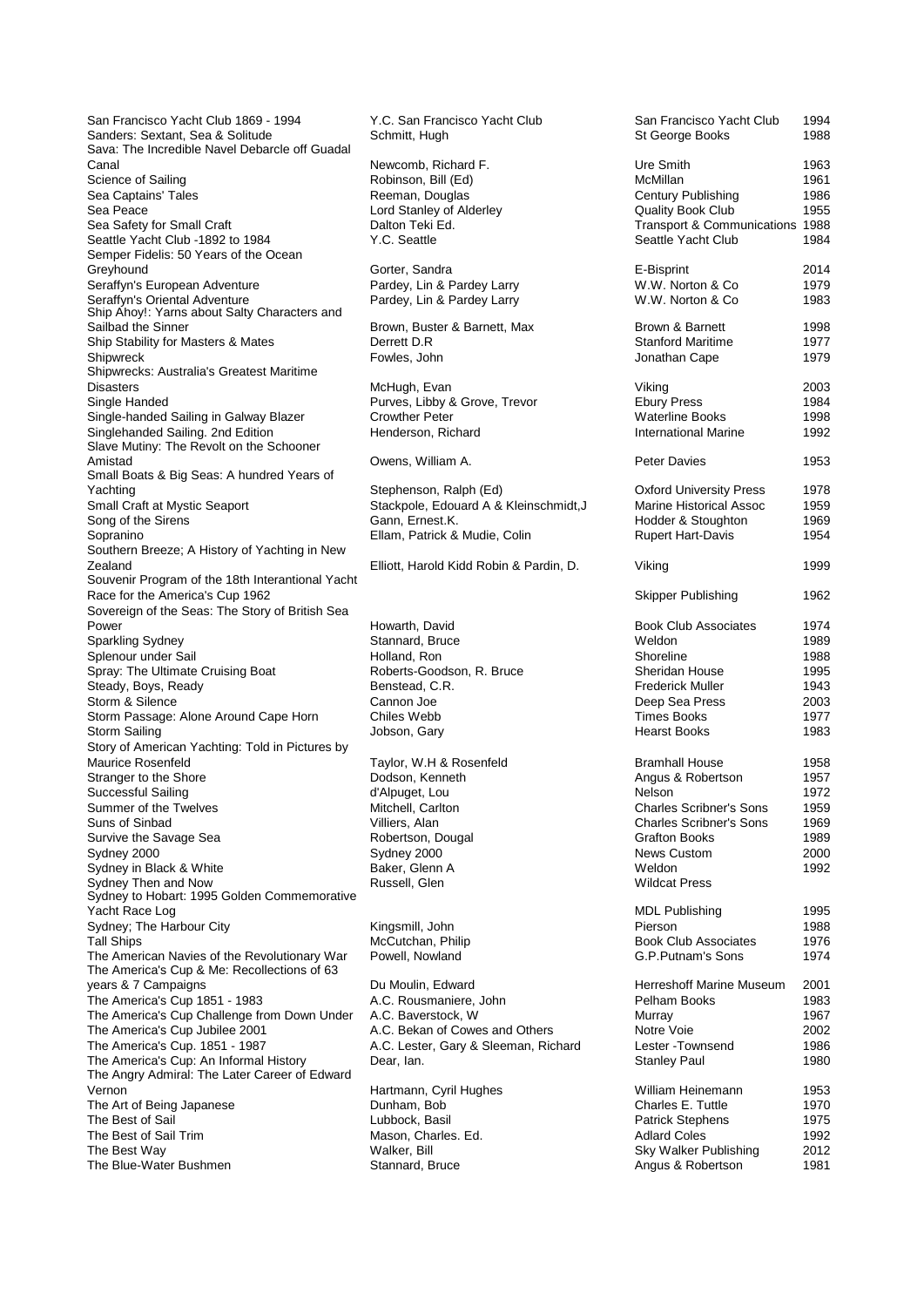| | | | |
|---|---|---|---|
| San Francisco Yacht Club 1869 - 1994 | Y.C. San Francisco Yacht Club | San Francisco Yacht Club | 1994 |
| Sanders: Sextant, Sea & Solitude | Schmitt, Hugh | St George Books | 1988 |
| Sava: The Incredible Navel Debarcle off Guadal Canal | Newcomb, Richard F. | Ure Smith | 1963 |
| Science of Sailing | Robinson, Bill (Ed) | McMillan | 1961 |
| Sea Captains' Tales | Reeman, Douglas | Century Publishing | 1986 |
| Sea Peace | Lord Stanley of Alderley | Quality Book Club | 1955 |
| Sea Safety for Small Craft | Dalton Teki Ed. | Transport & Communications | 1988 |
| Seattle Yacht Club -1892 to 1984 | Y.C. Seattle | Seattle Yacht Club | 1984 |
| Semper Fidelis: 50 Years of the Ocean Greyhound | Gorter, Sandra | E-Bisprint | 2014 |
| Seraffyn's European Adventure | Pardey, Lin & Pardey Larry | W.W. Norton & Co | 1979 |
| Seraffyn's Oriental Adventure | Pardey, Lin & Pardey Larry | W.W. Norton & Co | 1983 |
| Ship Ahoy!: Yarns about Salty Characters and Sailbad the Sinner | Brown, Buster & Barnett, Max | Brown & Barnett | 1998 |
| Ship Stability for Masters & Mates | Derrett D.R | Stanford Maritime | 1977 |
| Shipwreck | Fowles, John | Jonathan Cape | 1979 |
| Shipwrecks: Australia's Greatest Maritime Disasters | McHugh, Evan | Viking | 2003 |
| Single Handed | Purves, Libby & Grove, Trevor | Ebury Press | 1984 |
| Single-handed Sailing in Galway Blazer | Crowther Peter | Waterline Books | 1998 |
| Singlehanded Sailing. 2nd Edition | Henderson, Richard | International Marine | 1992 |
| Slave Mutiny: The Revolt on the Schooner Amistad | Owens, William A. | Peter Davies | 1953 |
| Small Boats & Big Seas: A hundred Years of Yachting | Stephenson, Ralph (Ed) | Oxford University Press | 1978 |
| Small Craft at Mystic Seaport | Stackpole, Edouard A & Kleinschmidt,J | Marine Historical Assoc | 1959 |
| Song of the Sirens | Gann, Ernest.K. | Hodder & Stoughton | 1969 |
| Sopranino | Ellam, Patrick & Mudie, Colin | Rupert Hart-Davis | 1954 |
| Southern Breeze; A History of Yachting in New Zealand | Elliott, Harold Kidd Robin & Pardin, D. | Viking | 1999 |
| Souvenir Program of the 18th Interantional Yacht Race for the America's Cup 1962 | | Skipper Publishing | 1962 |
| Sovereign of the Seas: The Story of British Sea Power | Howarth, David | Book Club Associates | 1974 |
| Sparkling Sydney | Stannard, Bruce | Weldon | 1989 |
| Splenour under Sail | Holland, Ron | Shoreline | 1988 |
| Spray: The Ultimate Cruising Boat | Roberts-Goodson, R. Bruce | Sheridan House | 1995 |
| Steady, Boys, Ready | Benstead, C.R. | Frederick Muller | 1943 |
| Storm & Silence | Cannon Joe | Deep Sea Press | 2003 |
| Storm Passage: Alone Around Cape Horn | Chiles Webb | Times Books | 1977 |
| Storm Sailing | Jobson, Gary | Hearst Books | 1983 |
| Story of American Yachting: Told in Pictures by Maurice Rosenfeld | Taylor, W.H & Rosenfeld | Bramhall House | 1958 |
| Stranger to the Shore | Dodson, Kenneth | Angus & Robertson | 1957 |
| Successful Sailing | d'Alpuget, Lou | Nelson | 1972 |
| Summer of the Twelves | Mitchell, Carlton | Charles Scribner's Sons | 1959 |
| Suns of Sinbad | Villiers, Alan | Charles Scribner's Sons | 1969 |
| Survive the Savage Sea | Robertson, Dougal | Grafton Books | 1989 |
| Sydney 2000 | Sydney 2000 | News Custom | 2000 |
| Sydney in Black & White | Baker, Glenn A | Weldon | 1992 |
| Sydney Then and Now | Russell, Glen | Wildcat Press | |
| Sydney to Hobart: 1995 Golden Commemorative Yacht Race Log | | MDL Publishing | 1995 |
| Sydney; The Harbour City | Kingsmill, John | Pierson | 1988 |
| Tall Ships | McCutchan, Philip | Book Club Associates | 1976 |
| The American Navies of the Revolutionary War | Powell, Nowland | G.P.Putnam's Sons | 1974 |
| The America's Cup & Me: Recollections of 63 years & 7 Campaigns | Du Moulin, Edward | Herreshoff Marine Museum | 2001 |
| The America's Cup 1851 - 1983 | A.C. Rousmaniere, John | Pelham Books | 1983 |
| The America's Cup Challenge from Down Under | A.C. Baverstock, W | Murray | 1967 |
| The America's Cup Jubilee 2001 | A.C. Bekan of Cowes and Others | Notre Voie | 2002 |
| The America's Cup. 1851 - 1987 | A.C. Lester, Gary & Sleeman, Richard | Lester -Townsend | 1986 |
| The America's Cup: An Informal History | Dear, Ian. | Stanley Paul | 1980 |
| The Angry Admiral: The Later Career of Edward Vernon | Hartmann, Cyril Hughes | William Heinemann | 1953 |
| The Art of Being Japanese | Dunham, Bob | Charles E. Tuttle | 1970 |
| The Best of Sail | Lubbock, Basil | Patrick Stephens | 1975 |
| The Best of Sail Trim | Mason, Charles. Ed. | Adlard Coles | 1992 |
| The Best Way | Walker, Bill | Sky Walker Publishing | 2012 |
| The Blue-Water Bushmen | Stannard, Bruce | Angus & Robertson | 1981 |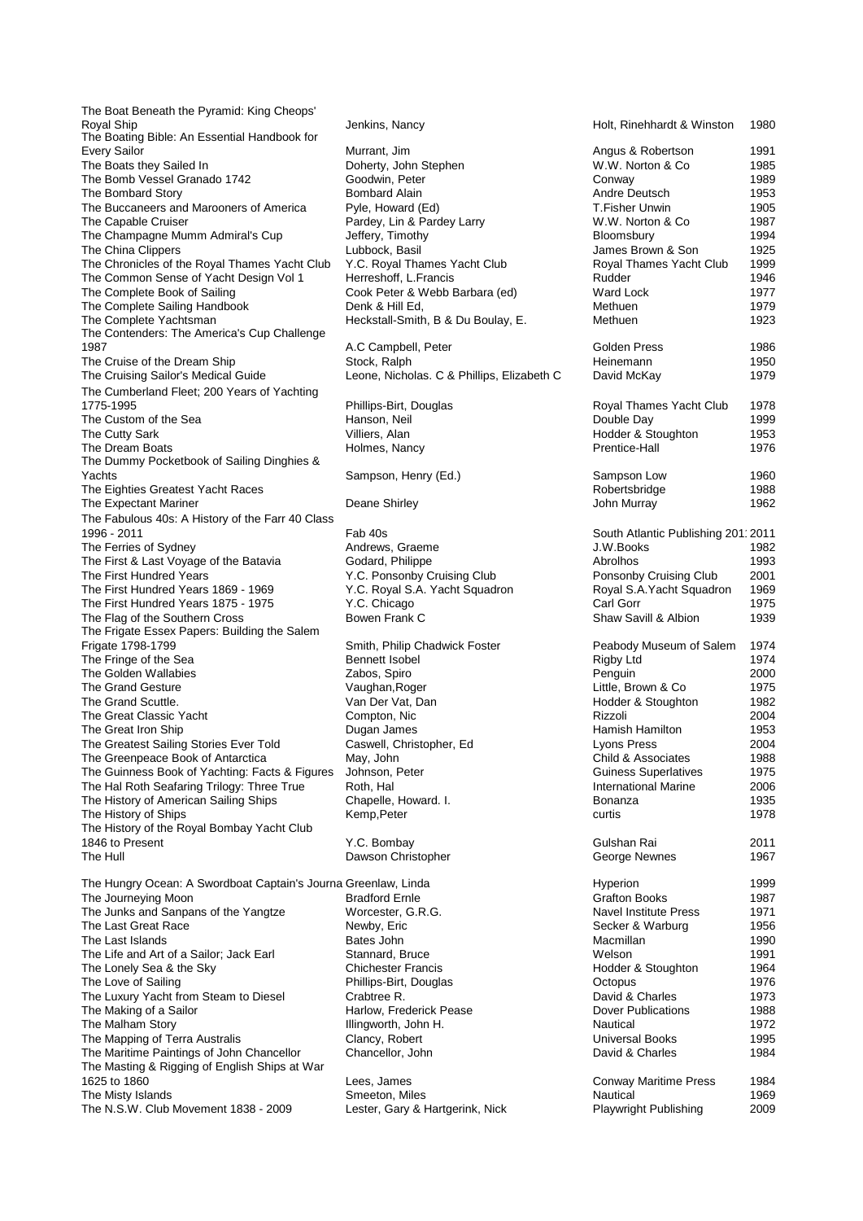| | | | |
|---|---|---|---|
| The Boat Beneath the Pyramid: King Cheops' Royal Ship | Jenkins, Nancy | Holt, Rinehhardt & Winston | 1980 |
| The Boating Bible: An Essential Handbook for Every Sailor | Murrant, Jim | Angus & Robertson | 1991 |
| The Boats they Sailed In | Doherty, John Stephen | W.W. Norton & Co | 1985 |
| The Bomb Vessel Granado 1742 | Goodwin, Peter | Conway | 1989 |
| The Bombard Story | Bombard Alain | Andre Deutsch | 1953 |
| The Buccaneers and Marooners of America | Pyle, Howard (Ed) | T.Fisher Unwin | 1905 |
| The Capable Cruiser | Pardey, Lin & Pardey Larry | W.W. Norton & Co | 1987 |
| The Champagne Mumm Admiral's Cup | Jeffery, Timothy | Bloomsbury | 1994 |
| The China Clippers | Lubbock, Basil | James Brown & Son | 1925 |
| The Chronicles of the Royal Thames Yacht Club | Y.C. Royal Thames Yacht Club | Royal Thames Yacht Club | 1999 |
| The Common Sense of Yacht Design Vol 1 | Herreshoff, L.Francis | Rudder | 1946 |
| The Complete Book of Sailing | Cook Peter & Webb Barbara (ed) | Ward Lock | 1977 |
| The Complete Sailing Handbook | Denk & Hill Ed, | Methuen | 1979 |
| The Complete Yachtsman | Heckstall-Smith, B & Du Boulay, E. | Methuen | 1923 |
| The Contenders: The America's Cup Challenge 1987 | A.C Campbell, Peter | Golden Press | 1986 |
| The Cruise of the Dream Ship | Stock, Ralph | Heinemann | 1950 |
| The Cruising Sailor's Medical Guide | Leone, Nicholas. C & Phillips, Elizabeth C | David McKay | 1979 |
| The Cumberland Fleet; 200 Years of Yachting 1775-1995 | Phillips-Birt, Douglas | Royal Thames Yacht Club | 1978 |
| The Custom of the Sea | Hanson, Neil | Double Day | 1999 |
| The Cutty Sark | Villiers, Alan | Hodder & Stoughton | 1953 |
| The Dream Boats | Holmes, Nancy | Prentice-Hall | 1976 |
| The Dummy Pocketbook of Sailing Dinghies & Yachts | Sampson, Henry (Ed.) | Sampson Low | 1960 |
| The Eighties Greatest Yacht Races | | Robertsbridge | 1988 |
| The Expectant Mariner | Deane Shirley | John Murray | 1962 |
| The Fabulous 40s: A History of the Farr 40 Class 1996 - 2011 | Fab 40s | South Atlantic Publishing 201: | 2011 |
| The Ferries of Sydney | Andrews, Graeme | J.W.Books | 1982 |
| The First & Last Voyage of the Batavia | Godard, Philippe | Abrolhos | 1993 |
| The First Hundred Years | Y.C. Ponsonby Cruising Club | Ponsonby Cruising Club | 2001 |
| The First Hundred Years 1869 - 1969 | Y.C. Royal S.A. Yacht Squadron | Royal S.A.Yacht Squadron | 1969 |
| The First Hundred Years 1875 - 1975 | Y.C. Chicago | Carl Gorr | 1975 |
| The Flag of the Southern Cross | Bowen Frank C | Shaw Savill & Albion | 1939 |
| The Frigate Essex Papers: Building the Salem Frigate 1798-1799 | Smith, Philip Chadwick Foster | Peabody Museum of Salem | 1974 |
| The Fringe of the Sea | Bennett Isobel | Rigby Ltd | 1974 |
| The Golden Wallabies | Zabos, Spiro | Penguin | 2000 |
| The Grand Gesture | Vaughan,Roger | Little, Brown & Co | 1975 |
| The Grand Scuttle. | Van Der Vat, Dan | Hodder & Stoughton | 1982 |
| The Great Classic Yacht | Compton, Nic | Rizzoli | 2004 |
| The Great Iron Ship | Dugan James | Hamish Hamilton | 1953 |
| The Greatest Sailing Stories Ever Told | Caswell, Christopher, Ed | Lyons Press | 2004 |
| The Greenpeace Book of Antarctica | May, John | Child & Associates | 1988 |
| The Guinness Book of Yachting: Facts & Figures | Johnson, Peter | Guiness Superlatives | 1975 |
| The Hal Roth Seafaring Trilogy: Three True | Roth, Hal | International Marine | 2006 |
| The History of American Sailing Ships | Chapelle, Howard. I. | Bonanza | 1935 |
| The History of Ships | Kemp,Peter | curtis | 1978 |
| The History of the Royal Bombay Yacht Club 1846 to Present | Y.C. Bombay | Gulshan Rai | 2011 |
| The Hull | Dawson Christopher | George Newnes | 1967 |
| The Hungry Ocean: A Swordboat Captain's Journa | Greenlaw, Linda | Hyperion | 1999 |
| The Journeying Moon | Bradford Ernle | Grafton Books | 1987 |
| The Junks and Sanpans of the Yangtze | Worcester, G.R.G. | Navel Institute Press | 1971 |
| The Last Great Race | Newby, Eric | Secker & Warburg | 1956 |
| The Last Islands | Bates John | Macmillan | 1990 |
| The Life and Art of a Sailor; Jack Earl | Stannard, Bruce | Welson | 1991 |
| The Lonely Sea & the Sky | Chichester Francis | Hodder & Stoughton | 1964 |
| The Love of Sailing | Phillips-Birt, Douglas | Octopus | 1976 |
| The Luxury Yacht from Steam to Diesel | Crabtree R. | David & Charles | 1973 |
| The Making of a Sailor | Harlow, Frederick Pease | Dover Publications | 1988 |
| The Malham Story | Illingworth, John H. | Nautical | 1972 |
| The Mapping of Terra Australis | Clancy, Robert | Universal Books | 1995 |
| The Maritime Paintings of John Chancellor | Chancellor, John | David & Charles | 1984 |
| The Masting & Rigging of English Ships at War 1625 to 1860 | Lees, James | Conway Maritime Press | 1984 |
| The Misty Islands | Smeeton, Miles | Nautical | 1969 |
| The N.S.W. Club Movement 1838 - 2009 | Lester, Gary & Hartgerink, Nick | Playwright Publishing | 2009 |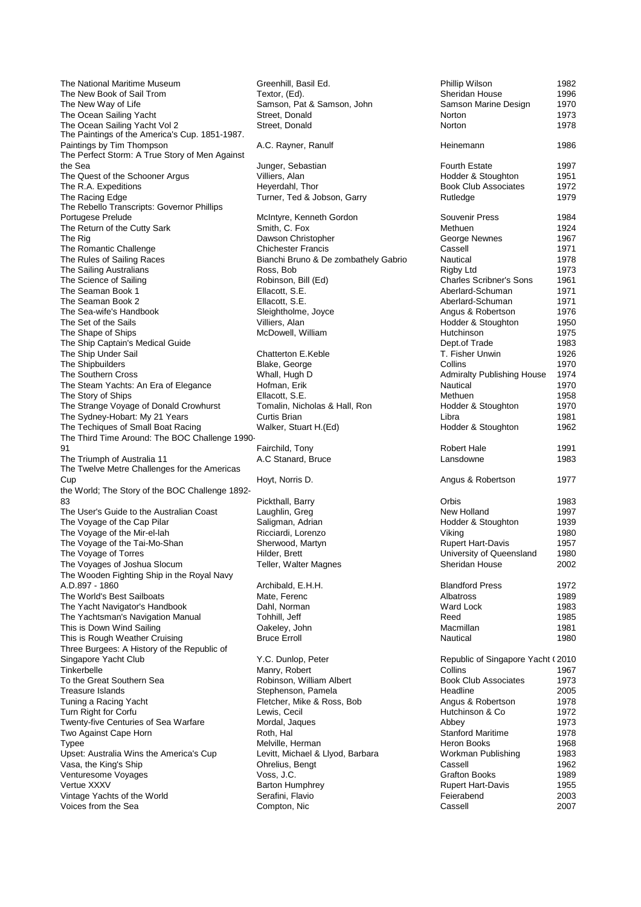| | | | |
|---|---|---|---|
| The National Maritime Museum | Greenhill, Basil Ed. | Phillip Wilson | 1982 |
| The New Book of Sail Trom | Textor, (Ed). | Sheridan House | 1996 |
| The New Way of Life | Samson, Pat & Samson, John | Samson Marine Design | 1970 |
| The Ocean Sailing Yacht | Street, Donald | Norton | 1973 |
| The Ocean Sailing Yacht Vol 2 | Street, Donald | Norton | 1978 |
| The Paintings of the America's Cup. 1851-1987. Paintings by Tim Thompson | A.C. Rayner, Ranulf | Heinemann | 1986 |
| The Perfect Storm: A True Story of Men Against the Sea | Junger, Sebastian | Fourth Estate | 1997 |
| The Quest of the Schooner Argus | Villiers, Alan | Hodder & Stoughton | 1951 |
| The R.A. Expeditions | Heyerdahl, Thor | Book Club Associates | 1972 |
| The Racing Edge | Turner, Ted & Jobson, Garry | Rutledge | 1979 |
| The Rebello Transcripts: Governor Phillips Portugese Prelude | McIntyre, Kenneth Gordon | Souvenir Press | 1984 |
| The Return of the Cutty Sark | Smith, C. Fox | Methuen | 1924 |
| The Rig | Dawson Christopher | George Newnes | 1967 |
| The Romantic Challenge | Chichester Francis | Cassell | 1971 |
| The Rules of Sailing Races | Bianchi Bruno & De zombathely Gabrio | Nautical | 1978 |
| The Sailing Australians | Ross, Bob | Rigby Ltd | 1973 |
| The Science of Sailing | Robinson, Bill (Ed) | Charles Scribner's Sons | 1961 |
| The Seaman Book 1 | Ellacott, S.E. | Aberlard-Schuman | 1971 |
| The Seaman Book 2 | Ellacott, S.E. | Aberlard-Schuman | 1971 |
| The Sea-wife's Handbook | Sleightholme, Joyce | Angus & Robertson | 1976 |
| The Set of the Sails | Villiers, Alan | Hodder & Stoughton | 1950 |
| The Shape of Ships | McDowell, William | Hutchinson | 1975 |
| The Ship Captain's Medical Guide | | Dept.of Trade | 1983 |
| The Ship Under Sail | Chatterton E.Keble | T. Fisher Unwin | 1926 |
| The Shipbuilders | Blake, George | Collins | 1970 |
| The Southern Cross | Whall, Hugh D | Admiralty Publishing House | 1974 |
| The Steam Yachts: An Era of Elegance | Hofman, Erik | Nautical | 1970 |
| The Story of Ships | Ellacott, S.E. | Methuen | 1958 |
| The Strange Voyage of Donald Crowhurst | Tomalin, Nicholas & Hall, Ron | Hodder & Stoughton | 1970 |
| The Sydney-Hobart: My 21 Years | Curtis Brian | Libra | 1981 |
| The Techiques of Small Boat Racing | Walker, Stuart H.(Ed) | Hodder & Stoughton | 1962 |
| The Third Time Around: The BOC Challenge 1990-91 | Fairchild, Tony | Robert Hale | 1991 |
| The Triumph of Australia 11 | A.C Stanard, Bruce | Lansdowne | 1983 |
| The Twelve Metre Challenges for the Americas Cup | Hoyt, Norris D. | Angus & Robertson | 1977 |
| the World; The Story of the BOC Challenge 1892-83 | Pickthall, Barry | Orbis | 1983 |
| The User's Guide to the Australian Coast | Laughlin, Greg | New Holland | 1997 |
| The Voyage of the Cap Pilar | Saligman, Adrian | Hodder & Stoughton | 1939 |
| The Voyage of the Mir-el-lah | Ricciardi, Lorenzo | Viking | 1980 |
| The Voyage of the Tai-Mo-Shan | Sherwood, Martyn | Rupert Hart-Davis | 1957 |
| The Voyage of Torres | Hilder, Brett | University of Queensland | 1980 |
| The Voyages of Joshua Slocum | Teller, Walter Magnes | Sheridan House | 2002 |
| The Wooden Fighting Ship in the Royal Navy A.D.897 - 1860 | Archibald, E.H.H. | Blandford Press | 1972 |
| The World's Best Sailboats | Mate, Ferenc | Albatross | 1989 |
| The Yacht Navigator's Handbook | Dahl, Norman | Ward Lock | 1983 |
| The Yachtsman's Navigation Manual | Tohhill, Jeff | Reed | 1985 |
| This is Down Wind Sailing | Oakeley, John | Macmillan | 1981 |
| This is Rough Weather Cruising | Bruce Erroll | Nautical | 1980 |
| Three Burgees: A History of the Republic of Singapore Yacht Club | Y.C. Dunlop, Peter | Republic of Singapore Yacht ( | 2010 |
| Tinkerbelle | Manry, Robert | Collins | 1967 |
| To the Great Southern Sea | Robinson, William Albert | Book Club Associates | 1973 |
| Treasure Islands | Stephenson, Pamela | Headline | 2005 |
| Tuning a Racing Yacht | Fletcher, Mike & Ross, Bob | Angus & Robertson | 1978 |
| Turn Right for Corfu | Lewis, Cecil | Hutchinson & Co | 1972 |
| Twenty-five Centuries of Sea Warfare | Mordal, Jaques | Abbey | 1973 |
| Two Against Cape Horn | Roth, Hal | Stanford Maritime | 1978 |
| Typee | Melville, Herman | Heron Books | 1968 |
| Upset: Australia Wins the America's Cup | Levitt, Michael & Llyod, Barbara | Workman Publishing | 1983 |
| Vasa, the King's Ship | Ohrelius, Bengt | Cassell | 1962 |
| Venturesome Voyages | Voss, J.C. | Grafton Books | 1989 |
| Vertue XXXV | Barton Humphrey | Rupert Hart-Davis | 1955 |
| Vintage Yachts of the World | Serafini, Flavio | Feierabend | 2003 |
| Voices from the Sea | Compton, Nic | Cassell | 2007 |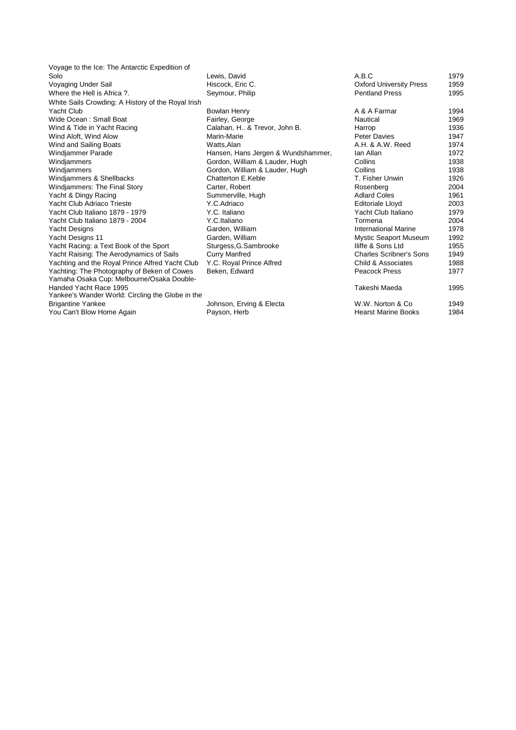| | | | |
|---|---|---|---|
| Voyage to the Ice: The Antarctic Expedition of Solo | Lewis, David | A.B.C | 1979 |
| Voyaging Under Sail | Hiscock, Eric C. | Oxford University Press | 1959 |
| Where the Hell is Africa ?. | Seymour, Philip | Pentland Press | 1995 |
| White Sails Crowding: A History of the Royal Irish Yacht Club | Bowlan Henry | A & A Farmar | 1994 |
| Wide Ocean : Small Boat | Fairley, George | Nautical | 1969 |
| Wind & Tide in Yacht Racing | Calahan, H.. & Trevor, John B. | Harrop | 1936 |
| Wind Aloft, Wind Alow | Marin-Marie | Peter Davies | 1947 |
| Wind and Sailing Boats | Watts,Alan | A.H. & A.W. Reed | 1974 |
| Windjammer Parade | Hansen, Hans Jergen & Wundshammer, | Ian Allan | 1972 |
| Windjammers | Gordon, William & Lauder, Hugh | Collins | 1938 |
| Windjammers | Gordon, William & Lauder, Hugh | Collins | 1938 |
| Windjammers & Shellbacks | Chatterton E.Keble | T. Fisher Unwin | 1926 |
| Windjammers: The Final Story | Carter, Robert | Rosenberg | 2004 |
| Yacht & Dingy Racing | Summerville, Hugh | Adlard Coles | 1961 |
| Yacht Club Adriaco Trieste | Y.C.Adriaco | Editoriale Lloyd | 2003 |
| Yacht Club Italiano 1879 - 1979 | Y.C. Italiano | Yacht Club Italiano | 1979 |
| Yacht Club Italiano 1879 - 2004 | Y.C.Italiano | Tormena | 2004 |
| Yacht Designs | Garden, William | International Marine | 1978 |
| Yacht Designs 11 | Garden, William | Mystic Seaport Museum | 1992 |
| Yacht Racing: a Text Book of the Sport | Sturgess,G.Sambrooke | Iliffe & Sons Ltd | 1955 |
| Yacht Raising: The Aerodynamics of Sails | Curry Manfred | Charles Scribner's Sons | 1949 |
| Yachting and the Royal Prince Alfred Yacht Club | Y.C. Royal Prince Alfred | Child & Associates | 1988 |
| Yachting: The Photography of Beken of Cowes | Beken, Edward | Peacock Press | 1977 |
| Yamaha Osaka Cup: Melbourne/Osaka Double-Handed Yacht Race 1995 | | Takeshi Maeda | 1995 |
| Yankee's Wander World: Circling the Globe in the Brigantine Yankee | Johnson, Erving & Electa | W.W. Norton & Co | 1949 |
| You Can't Blow Home Again | Payson, Herb | Hearst Marine Books | 1984 |